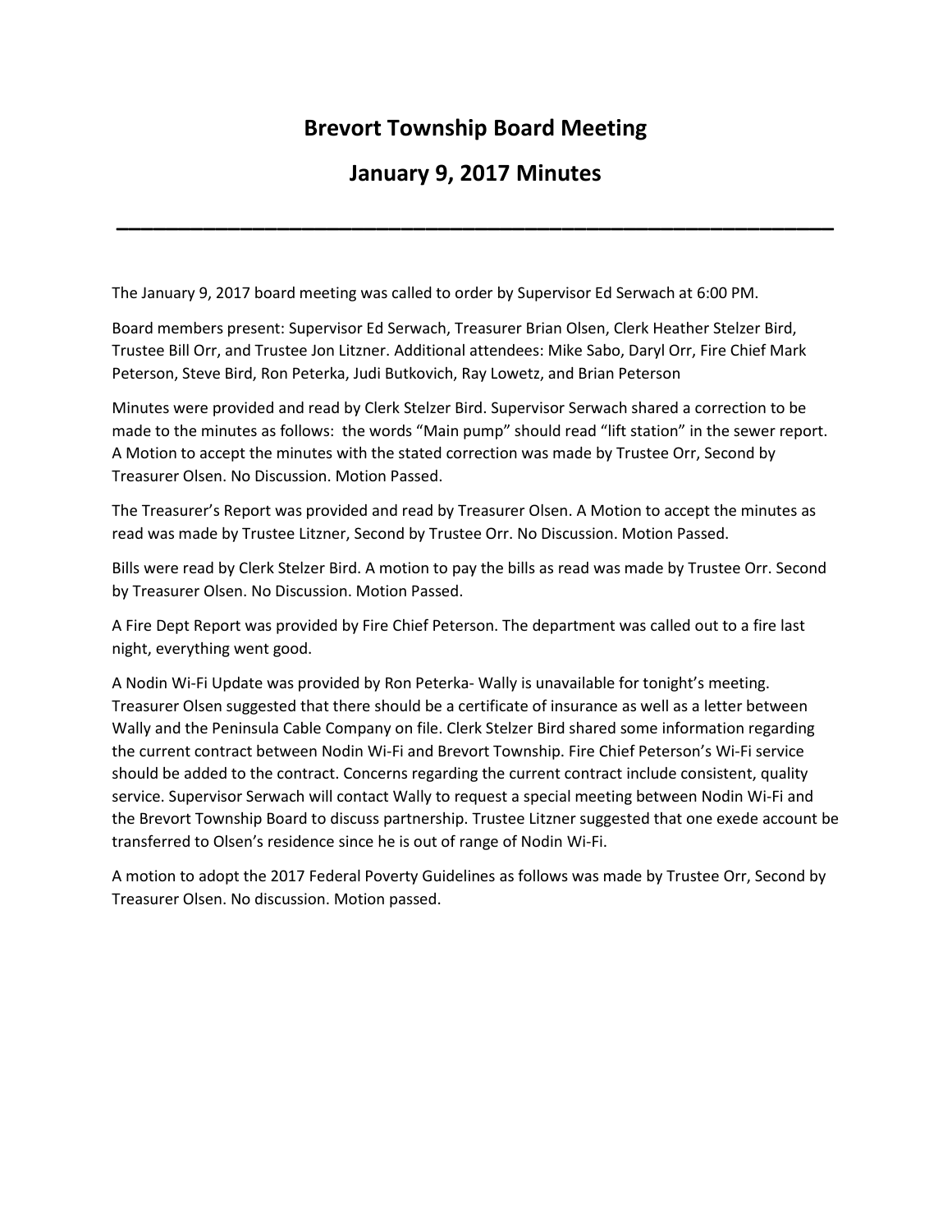# Brevort Township Board Meeting

## January 9, 2017 Minutes

---

The January 9, 2017 board meeting was called to order by Supervisor Ed Serwach at 6:00 PM.

Board members present: Supervisor Ed Serwach, Treasurer Brian Olsen, Clerk Heather Stelzer Bird, Trustee Bill Orr, and Trustee Jon Litzner. Additional attendees: Mike Sabo, Daryl Orr, Fire Chief Mark Peterson, Steve Bird, Ron Peterka, Judi Butkovich, Ray Lowetz, and Brian Peterson

Minutes were provided and read by Clerk Stelzer Bird. Supervisor Serwach shared a correction to be made to the minutes as follows: the words "Main pump" should read "lift station" in the sewer report. A Motion to accept the minutes with the stated correction was made by Trustee Orr, Second by Treasurer Olsen. No Discussion. Motion Passed.

The Treasurer's Report was provided and read by Treasurer Olsen. A Motion to accept the minutes as read was made by Trustee Litzner, Second by Trustee Orr. No Discussion. Motion Passed.

Bills were read by Clerk Stelzer Bird. A motion to pay the bills as read was made by Trustee Orr. Second by Treasurer Olsen. No Discussion. Motion Passed.

A Fire Dept Report was provided by Fire Chief Peterson. The department was called out to a fire last night, everything went good.

A Nodin Wi-Fi Update was provided by Ron Peterka- Wally is unavailable for tonight's meeting. Treasurer Olsen suggested that there should be a certificate of insurance as well as a letter between Wally and the Peninsula Cable Company on file. Clerk Stelzer Bird shared some information regarding the current contract between Nodin Wi-Fi and Brevort Township. Fire Chief Peterson's Wi-Fi service should be added to the contract. Concerns regarding the current contract include consistent, quality service. Supervisor Serwach will contact Wally to request a special meeting between Nodin Wi-Fi and the Brevort Township Board to discuss partnership. Trustee Litzner suggested that one exede account be transferred to Olsen's residence since he is out of range of Nodin Wi-Fi.

A motion to adopt the 2017 Federal Poverty Guidelines as follows was made by Trustee Orr, Second by Treasurer Olsen. No discussion. Motion passed.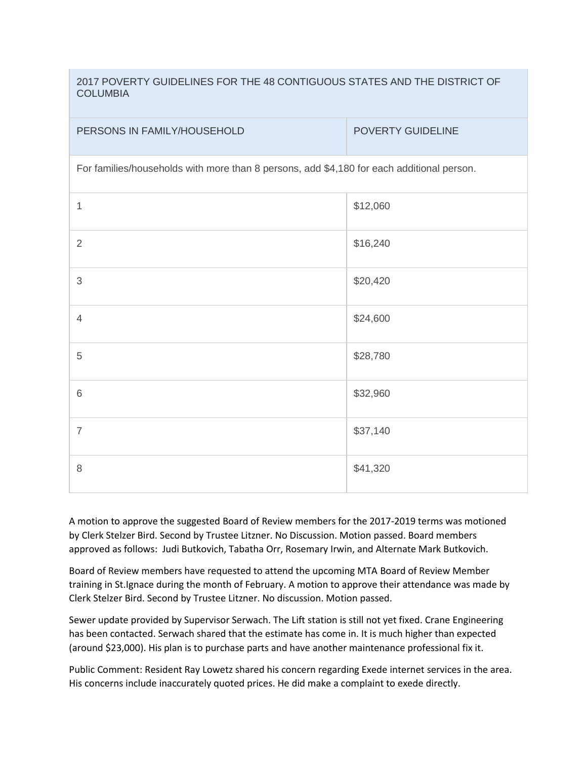| 2017 POVERTY GUIDELINES FOR THE 48 CONTIGUOUS STATES AND THE DISTRICT OF COLUMBIA | |
|---|---|
| PERSONS IN FAMILY/HOUSEHOLD | POVERTY GUIDELINE |
| For families/households with more than 8 persons, add $4,180 for each additional person. | |
| 1 | $12,060 |
| 2 | $16,240 |
| 3 | $20,420 |
| 4 | $24,600 |
| 5 | $28,780 |
| 6 | $32,960 |
| 7 | $37,140 |
| 8 | $41,320 |

A motion to approve the suggested Board of Review members for the 2017-2019 terms was motioned by Clerk Stelzer Bird. Second by Trustee Litzner. No Discussion. Motion passed. Board members approved as follows: Judi Butkovich, Tabatha Orr, Rosemary Irwin, and Alternate Mark Butkovich.

Board of Review members have requested to attend the upcoming MTA Board of Review Member training in St.Ignace during the month of February. A motion to approve their attendance was made by Clerk Stelzer Bird. Second by Trustee Litzner. No discussion. Motion passed.

Sewer update provided by Supervisor Serwach. The Lift station is still not yet fixed. Crane Engineering has been contacted. Serwach shared that the estimate has come in. It is much higher than expected (around $23,000). His plan is to purchase parts and have another maintenance professional fix it.

Public Comment: Resident Ray Lowetz shared his concern regarding Exede internet services in the area. His concerns include inaccurately quoted prices. He did make a complaint to exede directly.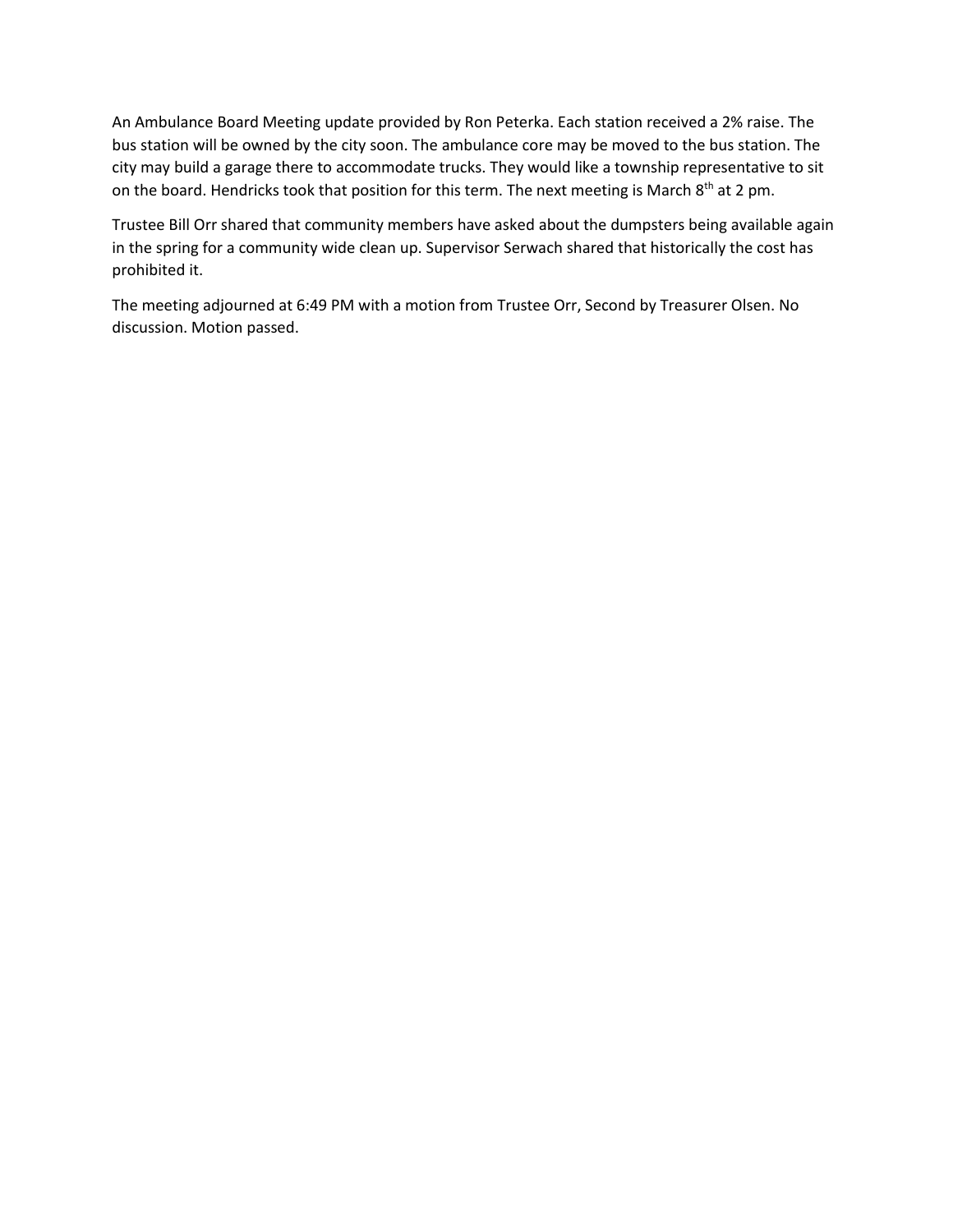An Ambulance Board Meeting update provided by Ron Peterka. Each station received a 2% raise. The bus station will be owned by the city soon. The ambulance core may be moved to the bus station. The city may build a garage there to accommodate trucks. They would like a township representative to sit on the board. Hendricks took that position for this term. The next meeting is March 8th at 2 pm.

Trustee Bill Orr shared that community members have asked about the dumpsters being available again in the spring for a community wide clean up. Supervisor Serwach shared that historically the cost has prohibited it.

The meeting adjourned at 6:49 PM with a motion from Trustee Orr, Second by Treasurer Olsen. No discussion. Motion passed.